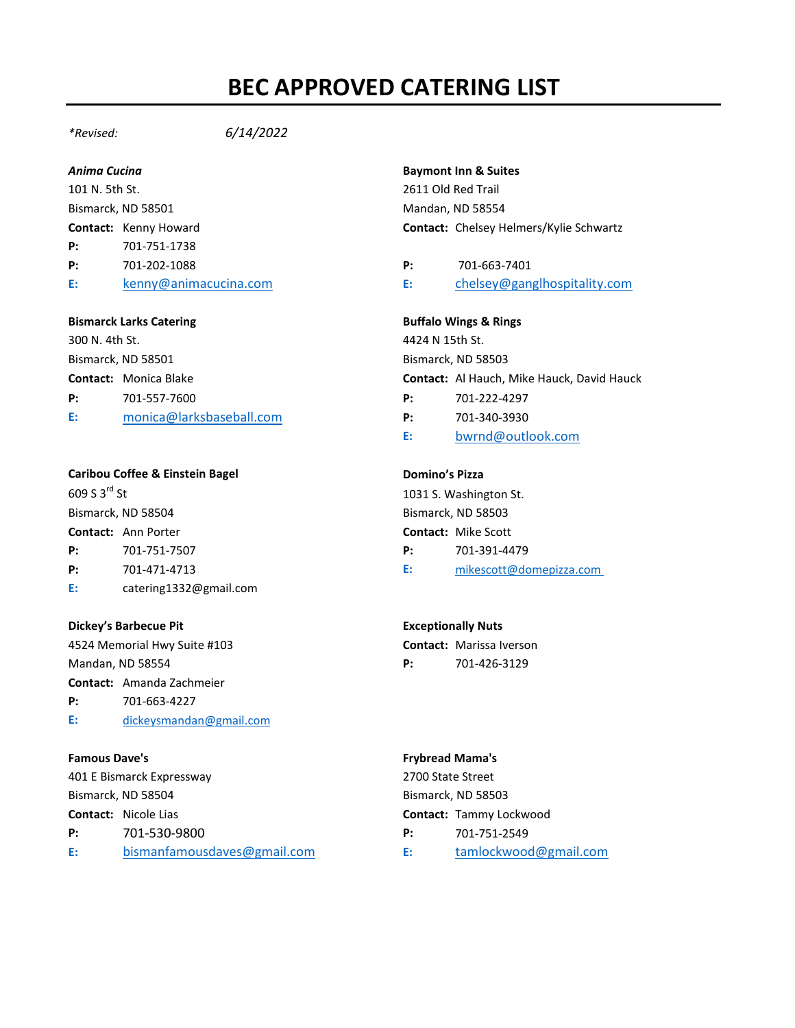# BEC APPROVED CATERING LIST

*\*Revised:* *6/14/2022*

***Anima Cucina***
101 N. 5th St.
Bismarck, ND 58501
**Contact:** Kenny Howard
**P:** 701-751-1738
**P:** 701-202-1088
**E:** kenny@animacucina.com

**Baymont Inn & Suites**
2611 Old Red Trail
Mandan, ND 58554
**Contact:** Chelsey Helmers/Kylie Schwartz
**P:** 701-663-7401
**E:** chelsey@ganglhospitality.com

**Bismarck Larks Catering**
300 N. 4th St.
Bismarck, ND 58501
**Contact:** Monica Blake
**P:** 701-557-7600
**E:** monica@larksbaseball.com

**Buffalo Wings & Rings**
4424 N 15th St.
Bismarck, ND 58503
**Contact:** Al Hauch, Mike Hauck, David Hauck
**P:** 701-222-4297
**P:** 701-340-3930
**E:** bwrnd@outlook.com

**Caribou Coffee & Einstein Bagel**
609 S 3rd St
Bismarck, ND 58504
**Contact:** Ann Porter
**P:** 701-751-7507
**P:** 701-471-4713
**E:** catering1332@gmail.com

**Domino's Pizza**
1031 S. Washington St.
Bismarck, ND 58503
**Contact:** Mike Scott
**P:** 701-391-4479
**E:** mikescott@domepizza.com

**Dickey's Barbecue Pit**
4524 Memorial Hwy Suite #103
Mandan, ND 58554
**Contact:** Amanda Zachmeier
**P:** 701-663-4227
**E:** dickeysmandan@gmail.com

**Exceptionally Nuts**
**Contact:** Marissa Iverson
**P:** 701-426-3129

**Famous Dave's**
401 E Bismarck Expressway
Bismarck, ND 58504
**Contact:** Nicole Lias
**P:** 701-530-9800
**E:** bismanfamousdaves@gmail.com

**Frybread Mama's**
2700 State Street
Bismarck, ND 58503
**Contact:** Tammy Lockwood
**P:** 701-751-2549
**E:** tamlockwood@gmail.com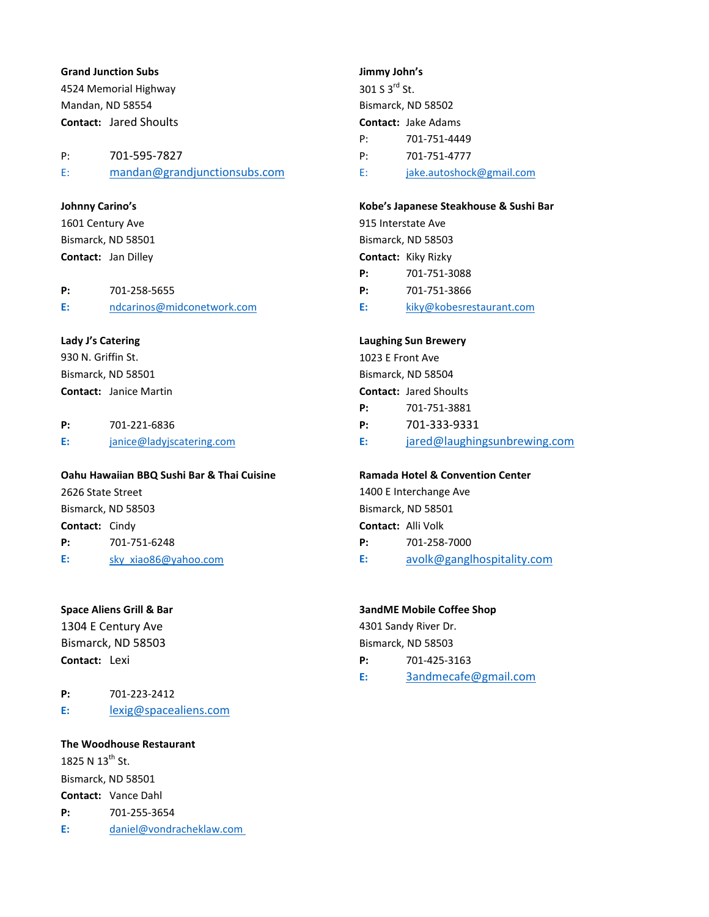**Grand Junction Subs**
4524 Memorial Highway
Mandan, ND 58554
**Contact:** Jared Shoults

P: 701-595-7827
E: mandan@grandjunctionsubs.com

**Johnny Carino's**
1601 Century Ave
Bismarck, ND 58501
**Contact:** Jan Dilley

**P:** 701-258-5655
**E:** ndcarinos@midconetwork.com

**Lady J's Catering**
930 N. Griffin St.
Bismarck, ND 58501
**Contact:** Janice Martin

**P:** 701-221-6836
**E:** janice@ladyjscatering.com

**Oahu Hawaiian BBQ Sushi Bar & Thai Cuisine**
2626 State Street
Bismarck, ND 58503
**Contact:** Cindy
**P:** 701-751-6248
**E:** sky_xiao86@yahoo.com

**Space Aliens Grill & Bar**
1304 E Century Ave
Bismarck, ND 58503
**Contact:** Lexi

**P:** 701-223-2412
**E:** lexig@spacealiens.com

**The Woodhouse Restaurant**
1825 N 13th St.
Bismarck, ND 58501
**Contact:** Vance Dahl
**P:** 701-255-3654
**E:** daniel@vondracheklaw.com

**Jimmy John's**
301 S 3rd St.
Bismarck, ND 58502
**Contact:** Jake Adams
P: 701-751-4449
P: 701-751-4777
E: jake.autoshock@gmail.com

**Kobe's Japanese Steakhouse & Sushi Bar**
915 Interstate Ave
Bismarck, ND 58503
**Contact:** Kiky Rizky
**P:** 701-751-3088
**P:** 701-751-3866
**E:** kiky@kobesrestaurant.com

**Laughing Sun Brewery**
1023 E Front Ave
Bismarck, ND 58504
**Contact:** Jared Shoults
**P:** 701-751-3881
**P:** 701-333-9331
**E:** jared@laughingsunbrewing.com

**Ramada Hotel & Convention Center**
1400 E Interchange Ave
Bismarck, ND 58501
**Contact:** Alli Volk
**P:** 701-258-7000
**E:** avolk@ganglhospitality.com

**3andME Mobile Coffee Shop**
4301 Sandy River Dr.
Bismarck, ND 58503
**P:** 701-425-3163
**E:** 3andmecafe@gmail.com